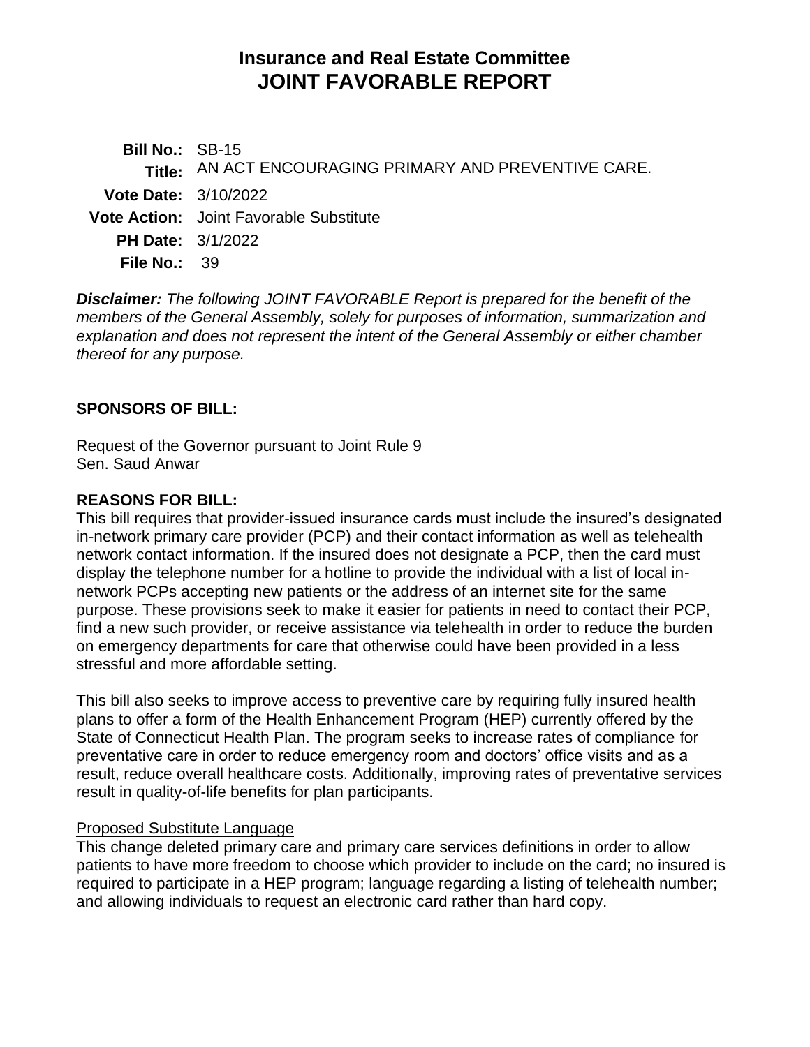# Insurance and Real Estate Committee
# JOINT FAVORABLE REPORT

**Bill No.:** SB-15
**Title:** AN ACT ENCOURAGING PRIMARY AND PREVENTIVE CARE.
**Vote Date:** 3/10/2022
**Vote Action:** Joint Favorable Substitute
**PH Date:** 3/1/2022
**File No.:** 39

***Disclaimer:*** *The following JOINT FAVORABLE Report is prepared for the benefit of the members of the General Assembly, solely for purposes of information, summarization and explanation and does not represent the intent of the General Assembly or either chamber thereof for any purpose.*

## SPONSORS OF BILL:

Request of the Governor pursuant to Joint Rule 9
Sen. Saud Anwar

## REASONS FOR BILL:

This bill requires that provider-issued insurance cards must include the insured's designated in-network primary care provider (PCP) and their contact information as well as telehealth network contact information. If the insured does not designate a PCP, then the card must display the telephone number for a hotline to provide the individual with a list of local in-network PCPs accepting new patients or the address of an internet site for the same purpose. These provisions seek to make it easier for patients in need to contact their PCP, find a new such provider, or receive assistance via telehealth in order to reduce the burden on emergency departments for care that otherwise could have been provided in a less stressful and more affordable setting.

This bill also seeks to improve access to preventive care by requiring fully insured health plans to offer a form of the Health Enhancement Program (HEP) currently offered by the State of Connecticut Health Plan. The program seeks to increase rates of compliance for preventative care in order to reduce emergency room and doctors' office visits and as a result, reduce overall healthcare costs. Additionally, improving rates of preventative services result in quality-of-life benefits for plan participants.

<u>Proposed Substitute Language</u>

This change deleted primary care and primary care services definitions in order to allow patients to have more freedom to choose which provider to include on the card; no insured is required to participate in a HEP program; language regarding a listing of telehealth number; and allowing individuals to request an electronic card rather than hard copy.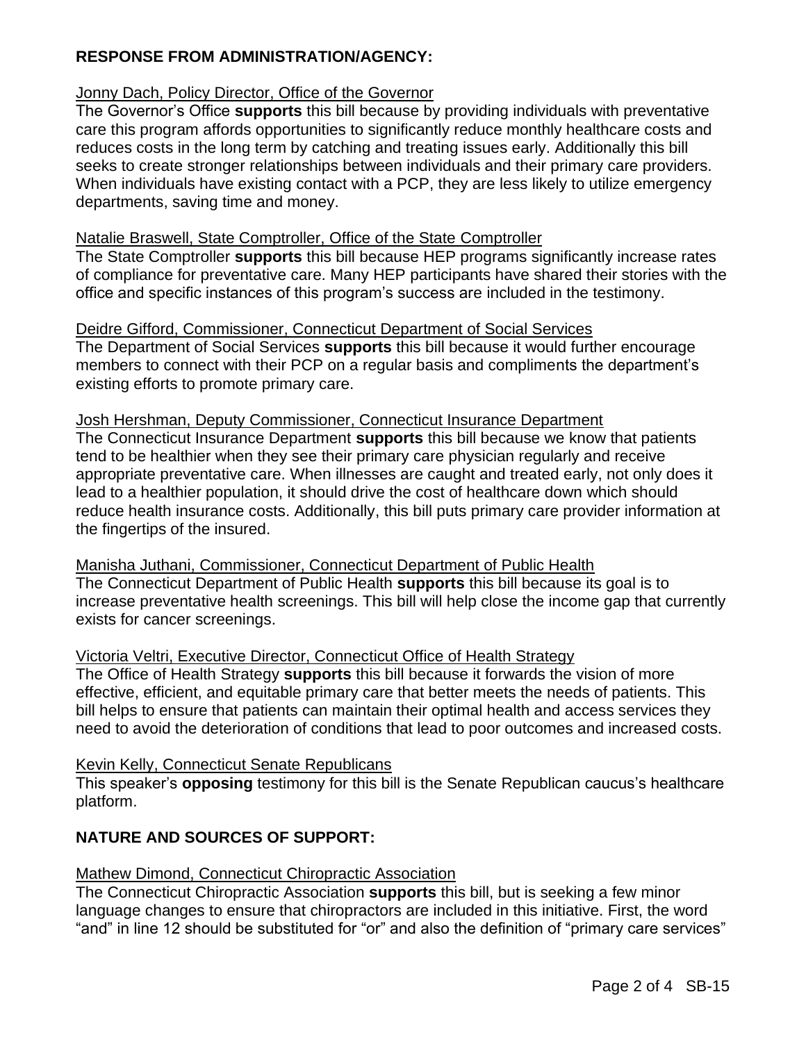## RESPONSE FROM ADMINISTRATION/AGENCY:

<u>Jonny Dach, Policy Director, Office of the Governor</u>

The Governor's Office **supports** this bill because by providing individuals with preventative care this program affords opportunities to significantly reduce monthly healthcare costs and reduces costs in the long term by catching and treating issues early. Additionally this bill seeks to create stronger relationships between individuals and their primary care providers. When individuals have existing contact with a PCP, they are less likely to utilize emergency departments, saving time and money.

<u>Natalie Braswell, State Comptroller, Office of the State Comptroller</u>

The State Comptroller **supports** this bill because HEP programs significantly increase rates of compliance for preventative care. Many HEP participants have shared their stories with the office and specific instances of this program's success are included in the testimony.

<u>Deidre Gifford, Commissioner, Connecticut Department of Social Services</u>

The Department of Social Services **supports** this bill because it would further encourage members to connect with their PCP on a regular basis and compliments the department's existing efforts to promote primary care.

<u>Josh Hershman, Deputy Commissioner, Connecticut Insurance Department</u>

The Connecticut Insurance Department **supports** this bill because we know that patients tend to be healthier when they see their primary care physician regularly and receive appropriate preventative care. When illnesses are caught and treated early, not only does it lead to a healthier population, it should drive the cost of healthcare down which should reduce health insurance costs. Additionally, this bill puts primary care provider information at the fingertips of the insured.

<u>Manisha Juthani, Commissioner, Connecticut Department of Public Health</u>

The Connecticut Department of Public Health **supports** this bill because its goal is to increase preventative health screenings. This bill will help close the income gap that currently exists for cancer screenings.

<u>Victoria Veltri, Executive Director, Connecticut Office of Health Strategy</u>

The Office of Health Strategy **supports** this bill because it forwards the vision of more effective, efficient, and equitable primary care that better meets the needs of patients. This bill helps to ensure that patients can maintain their optimal health and access services they need to avoid the deterioration of conditions that lead to poor outcomes and increased costs.

<u>Kevin Kelly, Connecticut Senate Republicans</u>

This speaker's **opposing** testimony for this bill is the Senate Republican caucus's healthcare platform.

## NATURE AND SOURCES OF SUPPORT:

<u>Mathew Dimond, Connecticut Chiropractic Association</u>

The Connecticut Chiropractic Association **supports** this bill, but is seeking a few minor language changes to ensure that chiropractors are included in this initiative. First, the word "and" in line 12 should be substituted for "or" and also the definition of "primary care services"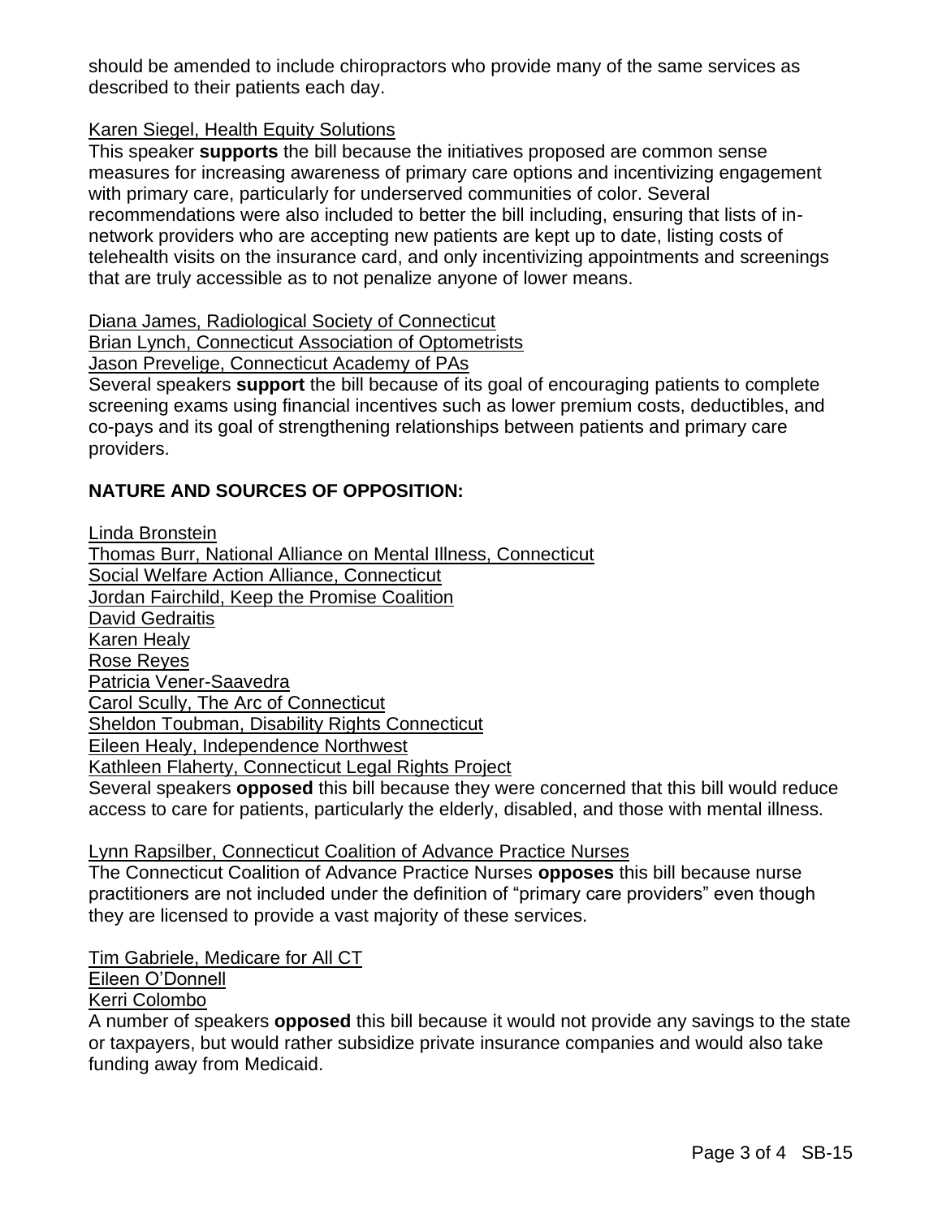should be amended to include chiropractors who provide many of the same services as described to their patients each day.

Karen Siegel, Health Equity Solutions
This speaker **supports** the bill because the initiatives proposed are common sense measures for increasing awareness of primary care options and incentivizing engagement with primary care, particularly for underserved communities of color. Several recommendations were also included to better the bill including, ensuring that lists of in-network providers who are accepting new patients are kept up to date, listing costs of telehealth visits on the insurance card, and only incentivizing appointments and screenings that are truly accessible as to not penalize anyone of lower means.

Diana James, Radiological Society of Connecticut
Brian Lynch, Connecticut Association of Optometrists
Jason Prevelige, Connecticut Academy of PAs
Several speakers **support** the bill because of its goal of encouraging patients to complete screening exams using financial incentives such as lower premium costs, deductibles, and co-pays and its goal of strengthening relationships between patients and primary care providers.

## NATURE AND SOURCES OF OPPOSITION:

Linda Bronstein
Thomas Burr, National Alliance on Mental Illness, Connecticut
Social Welfare Action Alliance, Connecticut
Jordan Fairchild, Keep the Promise Coalition
David Gedraitis
Karen Healy
Rose Reyes
Patricia Vener-Saavedra
Carol Scully, The Arc of Connecticut
Sheldon Toubman, Disability Rights Connecticut
Eileen Healy, Independence Northwest
Kathleen Flaherty, Connecticut Legal Rights Project
Several speakers **opposed** this bill because they were concerned that this bill would reduce access to care for patients, particularly the elderly, disabled, and those with mental illness.

Lynn Rapsilber, Connecticut Coalition of Advance Practice Nurses
The Connecticut Coalition of Advance Practice Nurses **opposes** this bill because nurse practitioners are not included under the definition of "primary care providers" even though they are licensed to provide a vast majority of these services.

Tim Gabriele, Medicare for All CT
Eileen O'Donnell
Kerri Colombo
A number of speakers **opposed** this bill because it would not provide any savings to the state or taxpayers, but would rather subsidize private insurance companies and would also take funding away from Medicaid.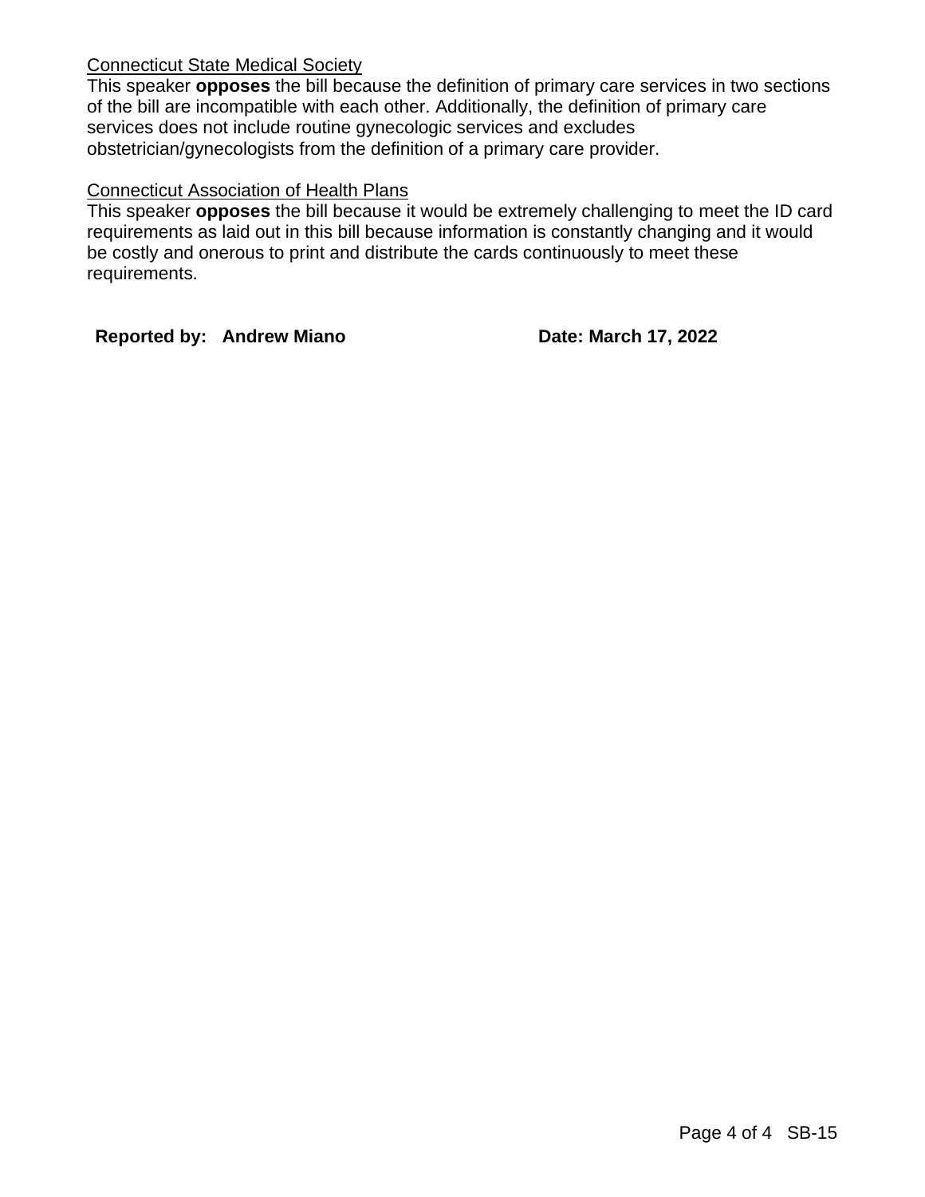Connecticut State Medical Society

This speaker **opposes** the bill because the definition of primary care services in two sections of the bill are incompatible with each other. Additionally, the definition of primary care services does not include routine gynecologic services and excludes obstetrician/gynecologists from the definition of a primary care provider.

Connecticut Association of Health Plans

This speaker **opposes** the bill because it would be extremely challenging to meet the ID card requirements as laid out in this bill because information is constantly changing and it would be costly and onerous to print and distribute the cards continuously to meet these requirements.

**Reported by: Andrew Miano** **Date: March 17, 2022**